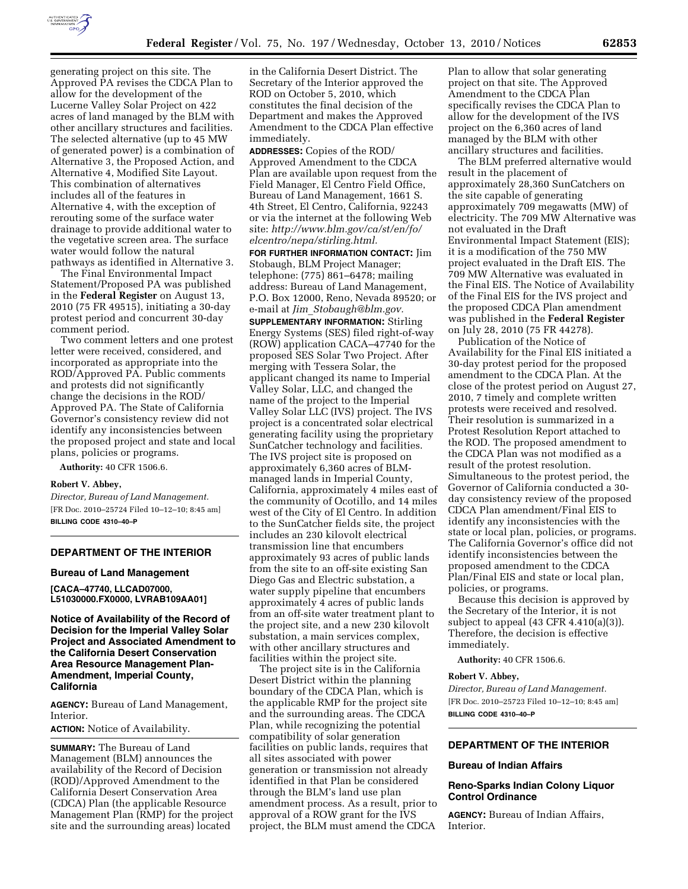generating project on this site. The Approved PA revises the CDCA Plan to allow for the development of the Lucerne Valley Solar Project on 422 acres of land managed by the BLM with other ancillary structures and facilities. The selected alternative (up to 45 MW of generated power) is a combination of Alternative 3, the Proposed Action, and Alternative 4, Modified Site Layout. This combination of alternatives includes all of the features in Alternative 4, with the exception of rerouting some of the surface water drainage to provide additional water to the vegetative screen area. The surface water would follow the natural pathways as identified in Alternative 3.

The Final Environmental Impact Statement/Proposed PA was published in the **Federal Register** on August 13, 2010 (75 FR 49515), initiating a 30-day protest period and concurrent 30-day comment period.

Two comment letters and one protest letter were received, considered, and incorporated as appropriate into the ROD/Approved PA. Public comments and protests did not significantly change the decisions in the ROD/Approved PA. The State of California Governor's consistency review did not identify any inconsistencies between the proposed project and state and local plans, policies or programs.

**Authority:** 40 CFR 1506.6.

**Robert V. Abbey,**

*Director, Bureau of Land Management.*

[FR Doc. 2010–25724 Filed 10–12–10; 8:45 am]

**BILLING CODE 4310–40–P**

---

## DEPARTMENT OF THE INTERIOR

### Bureau of Land Management

**[CACA–47740, LLCAD07000, L51030000.FX0000, LVRAB109AA01]**

### Notice of Availability of the Record of Decision for the Imperial Valley Solar Project and Associated Amendment to the California Desert Conservation Area Resource Management Plan-Amendment, Imperial County, California

**AGENCY:** Bureau of Land Management, Interior.

**ACTION:** Notice of Availability.

**SUMMARY:** The Bureau of Land Management (BLM) announces the availability of the Record of Decision (ROD)/Approved Amendment to the California Desert Conservation Area (CDCA) Plan (the applicable Resource Management Plan (RMP) for the project site and the surrounding areas) located in the California Desert District. The Secretary of the Interior approved the ROD on October 5, 2010, which constitutes the final decision of the Department and makes the Approved Amendment to the CDCA Plan effective immediately.

**ADDRESSES:** Copies of the ROD/Approved Amendment to the CDCA Plan are available upon request from the Field Manager, El Centro Field Office, Bureau of Land Management, 1661 S. 4th Street, El Centro, California, 92243 or via the internet at the following Web site: *http://www.blm.gov/ca/st/en/fo/elcentro/nepa/stirling.html.*

**FOR FURTHER INFORMATION CONTACT:** Jim Stobaugh, BLM Project Manager; telephone: (775) 861–6478; mailing address: Bureau of Land Management, P.O. Box 12000, Reno, Nevada 89520; or e-mail at *Jim_Stobaugh@blm.gov.*

**SUPPLEMENTARY INFORMATION:** Stirling Energy Systems (SES) filed right-of-way (ROW) application CACA–47740 for the proposed SES Solar Two Project. After merging with Tessera Solar, the applicant changed its name to Imperial Valley Solar, LLC, and changed the name of the project to the Imperial Valley Solar LLC (IVS) project. The IVS project is a concentrated solar electrical generating facility using the proprietary SunCatcher technology and facilities. The IVS project site is proposed on approximately 6,360 acres of BLM-managed lands in Imperial County, California, approximately 4 miles east of the community of Ocotillo, and 14 miles west of the City of El Centro. In addition to the SunCatcher fields site, the project includes an 230 kilovolt electrical transmission line that encumbers approximately 93 acres of public lands from the site to an off-site existing San Diego Gas and Electric substation, a water supply pipeline that encumbers approximately 4 acres of public lands from an off-site water treatment plant to the project site, and a new 230 kilovolt substation, a main services complex, with other ancillary structures and facilities within the project site.

The project site is in the California Desert District within the planning boundary of the CDCA Plan, which is the applicable RMP for the project site and the surrounding areas. The CDCA Plan, while recognizing the potential compatibility of solar generation facilities on public lands, requires that all sites associated with power generation or transmission not already identified in that Plan be considered through the BLM's land use plan amendment process. As a result, prior to approval of a ROW grant for the IVS project, the BLM must amend the CDCA Plan to allow that solar generating project on that site. The Approved Amendment to the CDCA Plan specifically revises the CDCA Plan to allow for the development of the IVS project on the 6,360 acres of land managed by the BLM with other ancillary structures and facilities.

The BLM preferred alternative would result in the placement of approximately 28,360 SunCatchers on the site capable of generating approximately 709 megawatts (MW) of electricity. The 709 MW Alternative was not evaluated in the Draft Environmental Impact Statement (EIS); it is a modification of the 750 MW project evaluated in the Draft EIS. The 709 MW Alternative was evaluated in the Final EIS. The Notice of Availability of the Final EIS for the IVS project and the proposed CDCA Plan amendment was published in the **Federal Register** on July 28, 2010 (75 FR 44278).

Publication of the Notice of Availability for the Final EIS initiated a 30-day protest period for the proposed amendment to the CDCA Plan. At the close of the protest period on August 27, 2010, 7 timely and complete written protests were received and resolved. Their resolution is summarized in a Protest Resolution Report attached to the ROD. The proposed amendment to the CDCA Plan was not modified as a result of the protest resolution. Simultaneous to the protest period, the Governor of California conducted a 30-day consistency review of the proposed CDCA Plan amendment/Final EIS to identify any inconsistencies with the state or local plan, policies, or programs. The California Governor's office did not identify inconsistencies between the proposed amendment to the CDCA Plan/Final EIS and state or local plan, policies, or programs.

Because this decision is approved by the Secretary of the Interior, it is not subject to appeal (43 CFR 4.410(a)(3)). Therefore, the decision is effective immediately.

**Authority:** 40 CFR 1506.6.

**Robert V. Abbey,**

*Director, Bureau of Land Management.*

[FR Doc. 2010–25723 Filed 10–12–10; 8:45 am]

**BILLING CODE 4310–40–P**

---

## DEPARTMENT OF THE INTERIOR

### Bureau of Indian Affairs

### Reno-Sparks Indian Colony Liquor Control Ordinance

**AGENCY:** Bureau of Indian Affairs, Interior.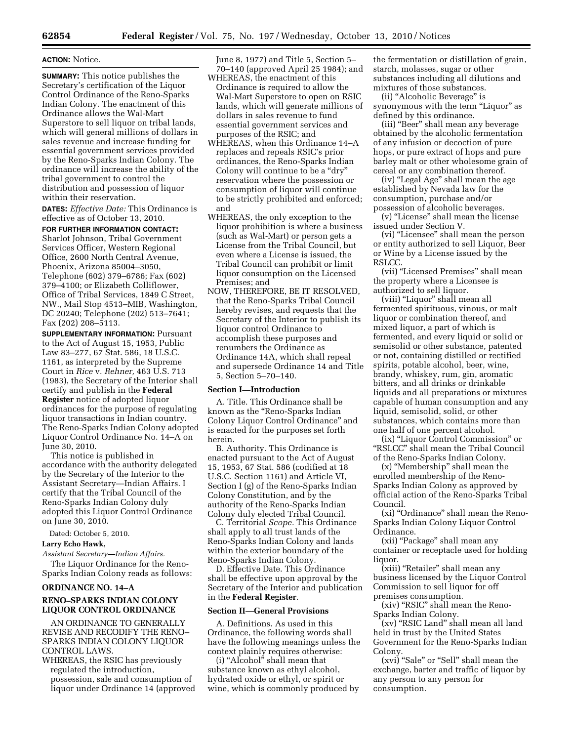**ACTION:** Notice.

**SUMMARY:** This notice publishes the Secretary's certification of the Liquor Control Ordinance of the Reno-Sparks Indian Colony. The enactment of this Ordinance allows the Wal-Mart Superstore to sell liquor on tribal lands, which will general millions of dollars in sales revenue and increase funding for essential government services provided by the Reno-Sparks Indian Colony. The ordinance will increase the ability of the tribal government to control the distribution and possession of liquor within their reservation.

**DATES:** *Effective Date:* This Ordinance is effective as of October 13, 2010.

**FOR FURTHER INFORMATION CONTACT:** Sharlot Johnson, Tribal Government Services Officer, Western Regional Office, 2600 North Central Avenue, Phoenix, Arizona 85004–3050, Telephone (602) 379–6786; Fax (602) 379–4100; or Elizabeth Colliflower, Office of Tribal Services, 1849 C Street, NW., Mail Stop 4513–MIB, Washington, DC 20240; Telephone (202) 513–7641; Fax (202) 208–5113.

**SUPPLEMENTARY INFORMATION:** Pursuant to the Act of August 15, 1953, Public Law 83–277, 67 Stat. 586, 18 U.S.C. 1161, as interpreted by the Supreme Court in *Rice* v. *Rehner,* 463 U.S. 713 (1983), the Secretary of the Interior shall certify and publish in the **Federal Register** notice of adopted liquor ordinances for the purpose of regulating liquor transactions in Indian country. The Reno-Sparks Indian Colony adopted Liquor Control Ordinance No. 14–A on June 30, 2010.

This notice is published in accordance with the authority delegated by the Secretary of the Interior to the Assistant Secretary—Indian Affairs. I certify that the Tribal Council of the Reno-Sparks Indian Colony duly adopted this Liquor Control Ordinance on June 30, 2010.

Dated: October 5, 2010.

**Larry Echo Hawk,**

*Assistant Secretary—Indian Affairs.*

The Liquor Ordinance for the Reno-Sparks Indian Colony reads as follows:

## ORDINANCE NO. 14–A

## RENO–SPARKS INDIAN COLONY LIQUOR CONTROL ORDINANCE

AN ORDINANCE TO GENERALLY REVISE AND RECODIFY THE RENO–SPARKS INDIAN COLONY LIQUOR CONTROL LAWS.

WHEREAS, the RSIC has previously regulated the introduction, possession, sale and consumption of liquor under Ordinance 14 (approved June 8, 1977) and Title 5, Section 5–70–140 (approved April 25 1984); and

WHEREAS, the enactment of this Ordinance is required to allow the Wal-Mart Superstore to open on RSIC lands, which will generate millions of dollars in sales revenue to fund essential government services and purposes of the RSIC; and

WHEREAS, when this Ordinance 14–A replaces and repeals RSIC's prior ordinances, the Reno-Sparks Indian Colony will continue to be a "dry" reservation where the possession or consumption of liquor will continue to be strictly prohibited and enforced; and

WHEREAS, the only exception to the liquor prohibition is where a business (such as Wal-Mart) or person gets a License from the Tribal Council, but even where a License is issued, the Tribal Council can prohibit or limit liquor consumption on the Licensed Premises; and

NOW, THEREFORE, BE IT RESOLVED, that the Reno-Sparks Tribal Council hereby revises, and requests that the Secretary of the Interior to publish its liquor control Ordinance to accomplish these purposes and renumbers the Ordinance as Ordinance 14A, which shall repeal and supersede Ordinance 14 and Title 5, Section 5–70–140.

### Section I—Introduction

A. Title. This Ordinance shall be known as the "Reno-Sparks Indian Colony Liquor Control Ordinance" and is enacted for the purposes set forth herein.

B. Authority. This Ordinance is enacted pursuant to the Act of August 15, 1953, 67 Stat. 586 (codified at 18 U.S.C. Section 1161) and Article VI, Section I (g) of the Reno-Sparks Indian Colony Constitution, and by the authority of the Reno-Sparks Indian Colony duly elected Tribal Council.

C. Territorial *Scope.* This Ordinance shall apply to all trust lands of the Reno-Sparks Indian Colony and lands within the exterior boundary of the Reno-Sparks Indian Colony.

D. Effective Date. This Ordinance shall be effective upon approval by the Secretary of the Interior and publication in the **Federal Register**.

### Section II—General Provisions

A. Definitions. As used in this Ordinance, the following words shall have the following meanings unless the context plainly requires otherwise:

(i) "Alcohol" shall mean that substance known as ethyl alcohol, hydrated oxide or ethyl, or spirit or wine, which is commonly produced by the fermentation or distillation of grain, starch, molasses, sugar or other substances including all dilutions and mixtures of those substances.

(ii) "Alcoholic Beverage" is synonymous with the term "Liquor" as defined by this ordinance.

(iii) "Beer" shall mean any beverage obtained by the alcoholic fermentation of any infusion or decoction of pure hops, or pure extract of hops and pure barley malt or other wholesome grain of cereal or any combination thereof.

(iv) "Legal Age" shall mean the age established by Nevada law for the consumption, purchase and/or possession of alcoholic beverages.

(v) "License" shall mean the license issued under Section V.

(vi) "Licensee" shall mean the person or entity authorized to sell Liquor, Beer or Wine by a License issued by the RSLCC.

(vii) "Licensed Premises" shall mean the property where a Licensee is authorized to sell liquor.

(viii) "Liquor" shall mean all fermented spirituous, vinous, or malt liquor or combination thereof, and mixed liquor, a part of which is fermented, and every liquid or solid or semisolid or other substance, patented or not, containing distilled or rectified spirits, potable alcohol, beer, wine, brandy, whiskey, rum, gin, aromatic bitters, and all drinks or drinkable liquids and all preparations or mixtures capable of human consumption and any liquid, semisolid, solid, or other substances, which contains more than one half of one percent alcohol.

(ix) "Liquor Control Commission" or "RSLCC" shall mean the Tribal Council of the Reno-Sparks Indian Colony.

(x) "Membership" shall mean the enrolled membership of the Reno-Sparks Indian Colony as approved by official action of the Reno-Sparks Tribal Council.

(xi) "Ordinance" shall mean the Reno-Sparks Indian Colony Liquor Control Ordinance.

(xii) "Package" shall mean any container or receptacle used for holding liquor.

(xiii) "Retailer" shall mean any business licensed by the Liquor Control Commission to sell liquor for off premises consumption.

(xiv) "RSIC" shall mean the Reno-Sparks Indian Colony.

(xv) "RSIC Land" shall mean all land held in trust by the United States Government for the Reno-Sparks Indian Colony.

(xvi) "Sale" or "Sell" shall mean the exchange, barter and traffic of liquor by any person to any person for consumption.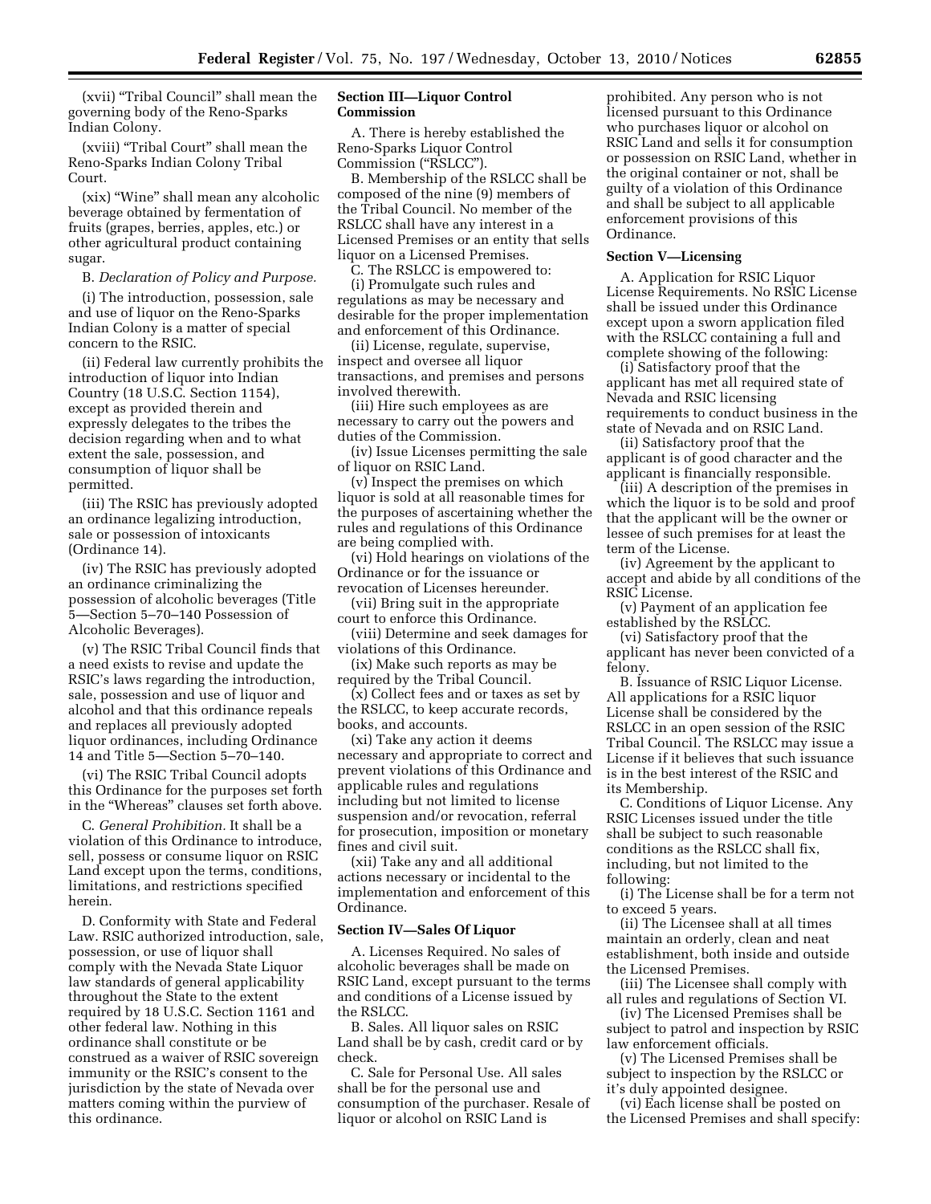(xvii) "Tribal Council" shall mean the governing body of the Reno-Sparks Indian Colony.

(xviii) "Tribal Court" shall mean the Reno-Sparks Indian Colony Tribal Court.

(xix) "Wine" shall mean any alcoholic beverage obtained by fermentation of fruits (grapes, berries, apples, etc.) or other agricultural product containing sugar.

B. *Declaration of Policy and Purpose.*

(i) The introduction, possession, sale and use of liquor on the Reno-Sparks Indian Colony is a matter of special concern to the RSIC.

(ii) Federal law currently prohibits the introduction of liquor into Indian Country (18 U.S.C. Section 1154), except as provided therein and expressly delegates to the tribes the decision regarding when and to what extent the sale, possession, and consumption of liquor shall be permitted.

(iii) The RSIC has previously adopted an ordinance legalizing introduction, sale or possession of intoxicants (Ordinance 14).

(iv) The RSIC has previously adopted an ordinance criminalizing the possession of alcoholic beverages (Title 5—Section 5–70–140 Possession of Alcoholic Beverages).

(v) The RSIC Tribal Council finds that a need exists to revise and update the RSIC's laws regarding the introduction, sale, possession and use of liquor and alcohol and that this ordinance repeals and replaces all previously adopted liquor ordinances, including Ordinance 14 and Title 5—Section 5–70–140.

(vi) The RSIC Tribal Council adopts this Ordinance for the purposes set forth in the "Whereas" clauses set forth above.

C. *General Prohibition.* It shall be a violation of this Ordinance to introduce, sell, possess or consume liquor on RSIC Land except upon the terms, conditions, limitations, and restrictions specified herein.

D. Conformity with State and Federal Law. RSIC authorized introduction, sale, possession, or use of liquor shall comply with the Nevada State Liquor law standards of general applicability throughout the State to the extent required by 18 U.S.C. Section 1161 and other federal law. Nothing in this ordinance shall constitute or be construed as a waiver of RSIC sovereign immunity or the RSIC's consent to the jurisdiction by the state of Nevada over matters coming within the purview of this ordinance.

**Section III—Liquor Control Commission**

A. There is hereby established the Reno-Sparks Liquor Control Commission ("RSLCC").

B. Membership of the RSLCC shall be composed of the nine (9) members of the Tribal Council. No member of the RSLCC shall have any interest in a Licensed Premises or an entity that sells liquor on a Licensed Premises.

C. The RSLCC is empowered to:

(i) Promulgate such rules and regulations as may be necessary and desirable for the proper implementation and enforcement of this Ordinance.

(ii) License, regulate, supervise, inspect and oversee all liquor transactions, and premises and persons involved therewith.

(iii) Hire such employees as are necessary to carry out the powers and duties of the Commission.

(iv) Issue Licenses permitting the sale of liquor on RSIC Land.

(v) Inspect the premises on which liquor is sold at all reasonable times for the purposes of ascertaining whether the rules and regulations of this Ordinance are being complied with.

(vi) Hold hearings on violations of the Ordinance or for the issuance or revocation of Licenses hereunder.

(vii) Bring suit in the appropriate court to enforce this Ordinance.

(viii) Determine and seek damages for violations of this Ordinance.

(ix) Make such reports as may be required by the Tribal Council.

(x) Collect fees and or taxes as set by the RSLCC, to keep accurate records, books, and accounts.

(xi) Take any action it deems necessary and appropriate to correct and prevent violations of this Ordinance and applicable rules and regulations including but not limited to license suspension and/or revocation, referral for prosecution, imposition or monetary fines and civil suit.

(xii) Take any and all additional actions necessary or incidental to the implementation and enforcement of this Ordinance.

**Section IV—Sales Of Liquor**

A. Licenses Required. No sales of alcoholic beverages shall be made on RSIC Land, except pursuant to the terms and conditions of a License issued by the RSLCC.

B. Sales. All liquor sales on RSIC Land shall be by cash, credit card or by check.

C. Sale for Personal Use. All sales shall be for the personal use and consumption of the purchaser. Resale of liquor or alcohol on RSIC Land is prohibited. Any person who is not licensed pursuant to this Ordinance who purchases liquor or alcohol on RSIC Land and sells it for consumption or possession on RSIC Land, whether in the original container or not, shall be guilty of a violation of this Ordinance and shall be subject to all applicable enforcement provisions of this Ordinance.

**Section V—Licensing**

A. Application for RSIC Liquor License Requirements. No RSIC License shall be issued under this Ordinance except upon a sworn application filed with the RSLCC containing a full and complete showing of the following:

(i) Satisfactory proof that the applicant has met all required state of Nevada and RSIC licensing requirements to conduct business in the state of Nevada and on RSIC Land.

(ii) Satisfactory proof that the applicant is of good character and the applicant is financially responsible.

(iii) A description of the premises in which the liquor is to be sold and proof that the applicant will be the owner or lessee of such premises for at least the term of the License.

(iv) Agreement by the applicant to accept and abide by all conditions of the RSIC License.

(v) Payment of an application fee established by the RSLCC.

(vi) Satisfactory proof that the applicant has never been convicted of a felony.

B. Issuance of RSIC Liquor License. All applications for a RSIC liquor License shall be considered by the RSLCC in an open session of the RSIC Tribal Council. The RSLCC may issue a License if it believes that such issuance is in the best interest of the RSIC and its Membership.

C. Conditions of Liquor License. Any RSIC Licenses issued under the title shall be subject to such reasonable conditions as the RSLCC shall fix, including, but not limited to the following:

(i) The License shall be for a term not to exceed 5 years.

(ii) The Licensee shall at all times maintain an orderly, clean and neat establishment, both inside and outside the Licensed Premises.

(iii) The Licensee shall comply with all rules and regulations of Section VI.

(iv) The Licensed Premises shall be subject to patrol and inspection by RSIC law enforcement officials.

(v) The Licensed Premises shall be subject to inspection by the RSLCC or it's duly appointed designee.

(vi) Each license shall be posted on the Licensed Premises and shall specify: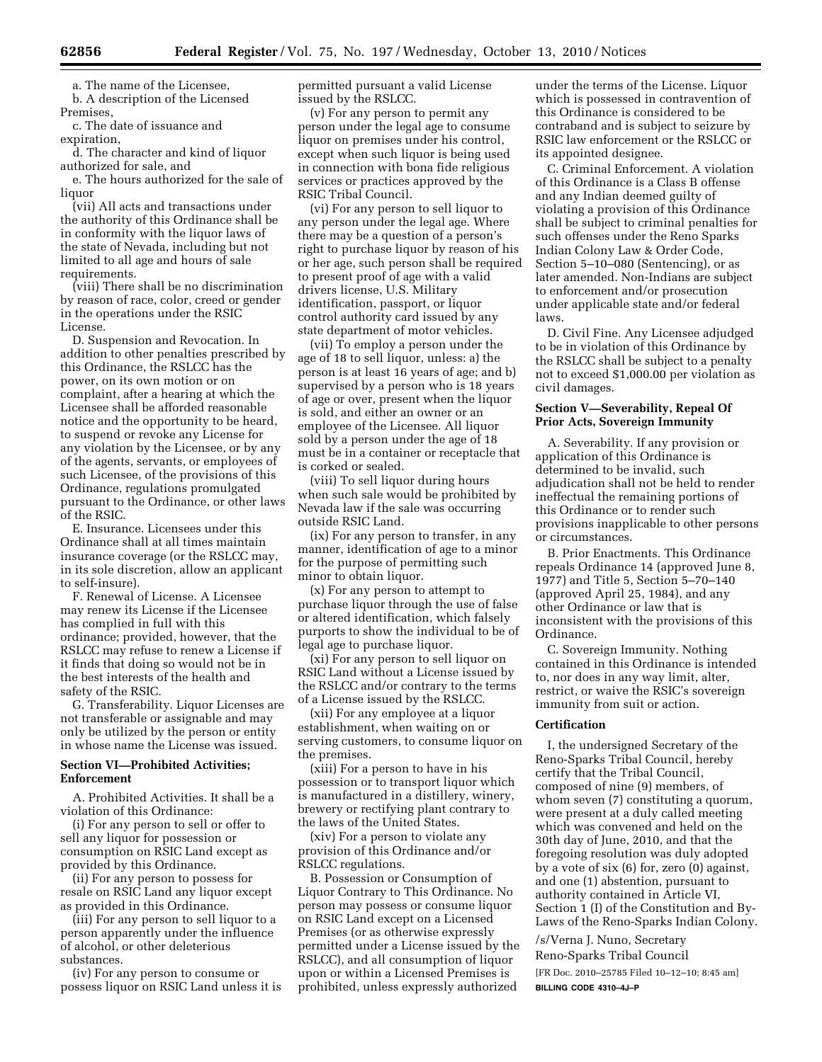a. The name of the Licensee,

b. A description of the Licensed Premises,

c. The date of issuance and expiration,

d. The character and kind of liquor authorized for sale, and

e. The hours authorized for the sale of liquor

(vii) All acts and transactions under the authority of this Ordinance shall be in conformity with the liquor laws of the state of Nevada, including but not limited to all age and hours of sale requirements.

(viii) There shall be no discrimination by reason of race, color, creed or gender in the operations under the RSIC License.

D. Suspension and Revocation. In addition to other penalties prescribed by this Ordinance, the RSLCC has the power, on its own motion or on complaint, after a hearing at which the Licensee shall be afforded reasonable notice and the opportunity to be heard, to suspend or revoke any License for any violation by the Licensee, or by any of the agents, servants, or employees of such Licensee, of the provisions of this Ordinance, regulations promulgated pursuant to the Ordinance, or other laws of the RSIC.

E. Insurance. Licensees under this Ordinance shall at all times maintain insurance coverage (or the RSLCC may, in its sole discretion, allow an applicant to self-insure).

F. Renewal of License. A Licensee may renew its License if the Licensee has complied in full with this ordinance; provided, however, that the RSLCC may refuse to renew a License if it finds that doing so would not be in the best interests of the health and safety of the RSIC.

G. Transferability. Liquor Licenses are not transferable or assignable and may only be utilized by the person or entity in whose name the License was issued.

**Section VI—Prohibited Activities; Enforcement**

A. Prohibited Activities. It shall be a violation of this Ordinance:

(i) For any person to sell or offer to sell any liquor for possession or consumption on RSIC Land except as provided by this Ordinance.

(ii) For any person to possess for resale on RSIC Land any liquor except as provided in this Ordinance.

(iii) For any person to sell liquor to a person apparently under the influence of alcohol, or other deleterious substances.

(iv) For any person to consume or possess liquor on RSIC Land unless it is permitted pursuant a valid License issued by the RSLCC.

(v) For any person to permit any person under the legal age to consume liquor on premises under his control, except when such liquor is being used in connection with bona fide religious services or practices approved by the RSIC Tribal Council.

(vi) For any person to sell liquor to any person under the legal age. Where there may be a question of a person's right to purchase liquor by reason of his or her age, such person shall be required to present proof of age with a valid drivers license, U.S. Military identification, passport, or liquor control authority card issued by any state department of motor vehicles.

(vii) To employ a person under the age of 18 to sell liquor, unless: a) the person is at least 16 years of age; and b) supervised by a person who is 18 years of age or over, present when the liquor is sold, and either an owner or an employee of the Licensee. All liquor sold by a person under the age of 18 must be in a container or receptacle that is corked or sealed.

(viii) To sell liquor during hours when such sale would be prohibited by Nevada law if the sale was occurring outside RSIC Land.

(ix) For any person to transfer, in any manner, identification of age to a minor for the purpose of permitting such minor to obtain liquor.

(x) For any person to attempt to purchase liquor through the use of false or altered identification, which falsely purports to show the individual to be of legal age to purchase liquor.

(xi) For any person to sell liquor on RSIC Land without a License issued by the RSLCC and/or contrary to the terms of a License issued by the RSLCC.

(xii) For any employee at a liquor establishment, when waiting on or serving customers, to consume liquor on the premises.

(xiii) For a person to have in his possession or to transport liquor which is manufactured in a distillery, winery, brewery or rectifying plant contrary to the laws of the United States.

(xiv) For a person to violate any provision of this Ordinance and/or RSLCC regulations.

B. Possession or Consumption of Liquor Contrary to This Ordinance. No person may possess or consume liquor on RSIC Land except on a Licensed Premises (or as otherwise expressly permitted under a License issued by the RSLCC), and all consumption of liquor upon or within a Licensed Premises is prohibited, unless expressly authorized under the terms of the License. Liquor which is possessed in contravention of this Ordinance is considered to be contraband and is subject to seizure by RSIC law enforcement or the RSLCC or its appointed designee.

C. Criminal Enforcement. A violation of this Ordinance is a Class B offense and any Indian deemed guilty of violating a provision of this Ordinance shall be subject to criminal penalties for such offenses under the Reno Sparks Indian Colony Law & Order Code, Section 5–10–080 (Sentencing), or as later amended. Non-Indians are subject to enforcement and/or prosecution under applicable state and/or federal laws.

D. Civil Fine. Any Licensee adjudged to be in violation of this Ordinance by the RSLCC shall be subject to a penalty not to exceed $1,000.00 per violation as civil damages.

**Section V—Severability, Repeal Of Prior Acts, Sovereign Immunity**

A. Severability. If any provision or application of this Ordinance is determined to be invalid, such adjudication shall not be held to render ineffectual the remaining portions of this Ordinance or to render such provisions inapplicable to other persons or circumstances.

B. Prior Enactments. This Ordinance repeals Ordinance 14 (approved June 8, 1977) and Title 5, Section 5–70–140 (approved April 25, 1984), and any other Ordinance or law that is inconsistent with the provisions of this Ordinance.

C. Sovereign Immunity. Nothing contained in this Ordinance is intended to, nor does in any way limit, alter, restrict, or waive the RSIC's sovereign immunity from suit or action.

**Certification**

I, the undersigned Secretary of the Reno-Sparks Tribal Council, hereby certify that the Tribal Council, composed of nine (9) members, of whom seven (7) constituting a quorum, were present at a duly called meeting which was convened and held on the 30th day of June, 2010, and that the foregoing resolution was duly adopted by a vote of six (6) for, zero (0) against, and one (1) abstention, pursuant to authority contained in Article VI, Section 1 (I) of the Constitution and By-Laws of the Reno-Sparks Indian Colony.

/s/Verna J. Nuno, Secretary

Reno-Sparks Tribal Council

[FR Doc. 2010–25785 Filed 10–12–10; 8:45 am]

**BILLING CODE 4310–4J–P**